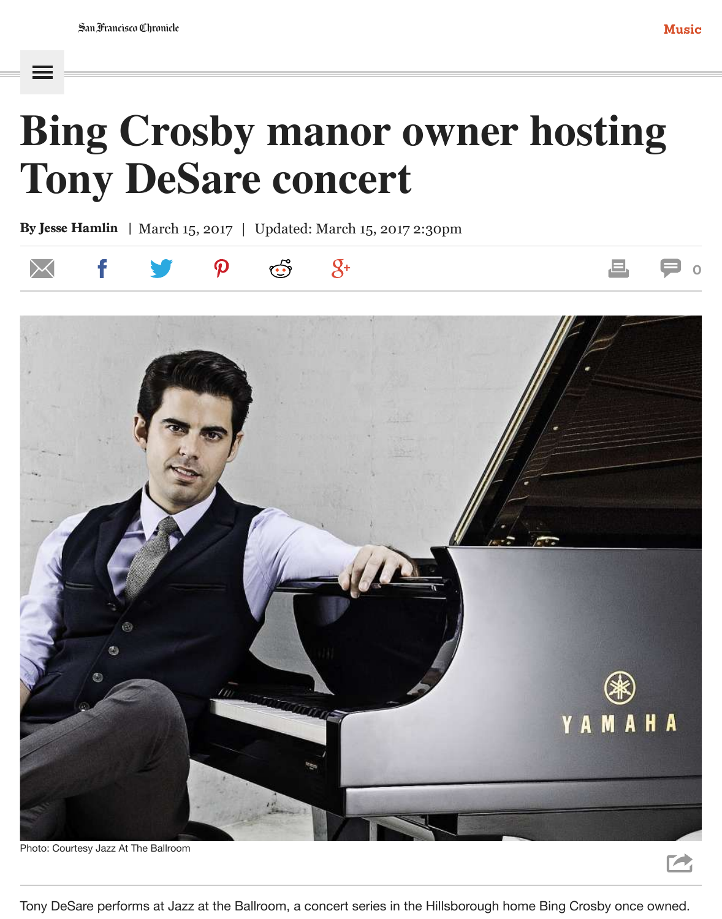San Francisco Chronicle

Music

# Bing Crosby manor owner hosting Tony DeSare concert

**By Jesse Hamlin** | March 15, 2017 | Updated: March 15, 2017 2:30pm

Photo: Courtesy Jazz At The Ballroom

Tony DeSare performs at Jazz at the Ballroom, a concert series in the Hillsborough home Bing Crosby once owned.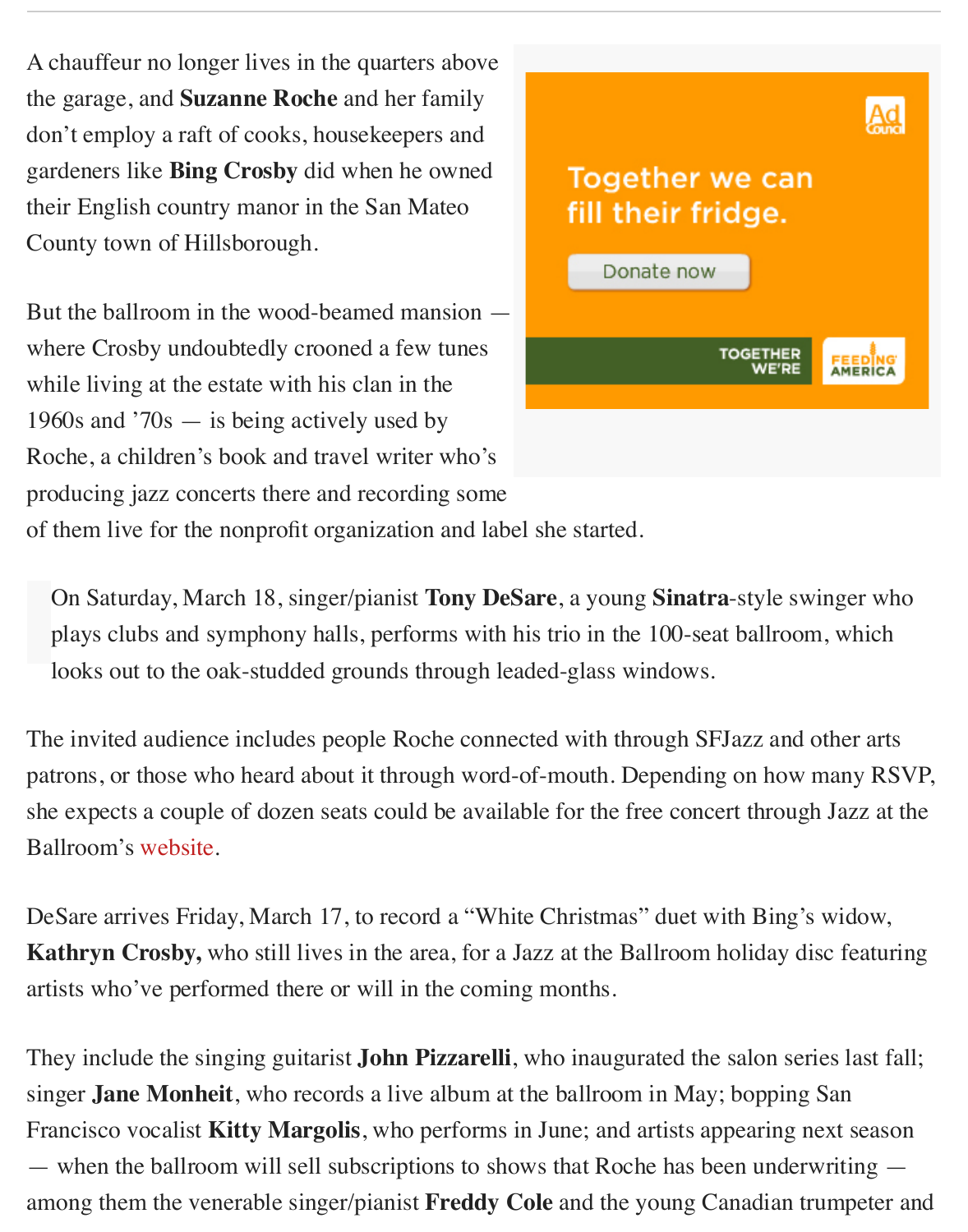A chauffeur no longer lives in the quarters above the garage, and **Suzanne Roche** and her family don't employ a raft of cooks, housekeepers and gardeners like **Bing Crosby** did when he owned their English country manor in the San Mateo County town of Hillsborough.

But the ballroom in the wood-beamed mansion — where Crosby undoubtedly crooned a few tunes while living at the estate with his clan in the 1960s and '70s — is being actively used by Roche, a children's book and travel writer who's producing jazz concerts there and recording some of them live for the nonprofit organization and label she started.

> On Saturday, March 18, singer/pianist **Tony DeSare**, a young **Sinatra**-style swinger who plays clubs and symphony halls, performs with his trio in the 100-seat ballroom, which looks out to the oak-studded grounds through leaded-glass windows.

The invited audience includes people Roche connected with through SFJazz and other arts patrons, or those who heard about it through word-of-mouth. Depending on how many RSVP, she expects a couple of dozen seats could be available for the free concert through Jazz at the Ballroom's website.

DeSare arrives Friday, March 17, to record a "White Christmas" duet with Bing's widow, **Kathryn Crosby,** who still lives in the area, for a Jazz at the Ballroom holiday disc featuring artists who've performed there or will in the coming months.

They include the singing guitarist **John Pizzarelli**, who inaugurated the salon series last fall; singer **Jane Monheit**, who records a live album at the ballroom in May; bopping San Francisco vocalist **Kitty Margolis**, who performs in June; and artists appearing next season — when the ballroom will sell subscriptions to shows that Roche has been underwriting — among them the venerable singer/pianist **Freddy Cole** and the young Canadian trumpeter and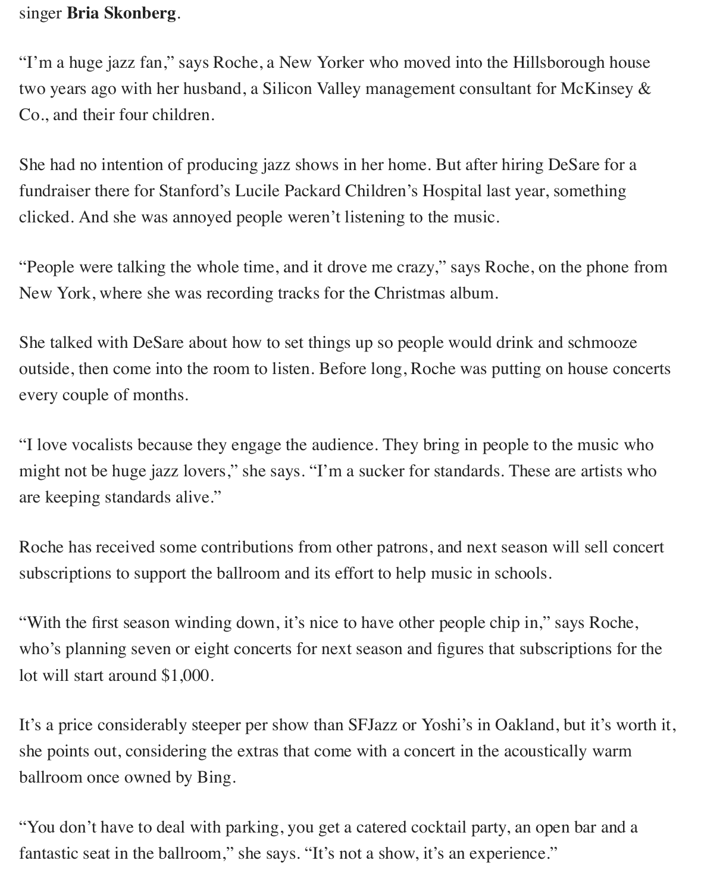singer **Bria Skonberg**.

"I'm a huge jazz fan," says Roche, a New Yorker who moved into the Hillsborough house two years ago with her husband, a Silicon Valley management consultant for McKinsey & Co., and their four children.

She had no intention of producing jazz shows in her home. But after hiring DeSare for a fundraiser there for Stanford's Lucile Packard Children's Hospital last year, something clicked. And she was annoyed people weren't listening to the music.

"People were talking the whole time, and it drove me crazy," says Roche, on the phone from New York, where she was recording tracks for the Christmas album.

She talked with DeSare about how to set things up so people would drink and schmooze outside, then come into the room to listen. Before long, Roche was putting on house concerts every couple of months.

"I love vocalists because they engage the audience. They bring in people to the music who might not be huge jazz lovers," she says. "I'm a sucker for standards. These are artists who are keeping standards alive."

Roche has received some contributions from other patrons, and next season will sell concert subscriptions to support the ballroom and its effort to help music in schools.

"With the first season winding down, it's nice to have other people chip in," says Roche, who's planning seven or eight concerts for next season and figures that subscriptions for the lot will start around $1,000.

It's a price considerably steeper per show than SFJazz or Yoshi's in Oakland, but it's worth it, she points out, considering the extras that come with a concert in the acoustically warm ballroom once owned by Bing.

"You don't have to deal with parking, you get a catered cocktail party, an open bar and a fantastic seat in the ballroom," she says. "It's not a show, it's an experience."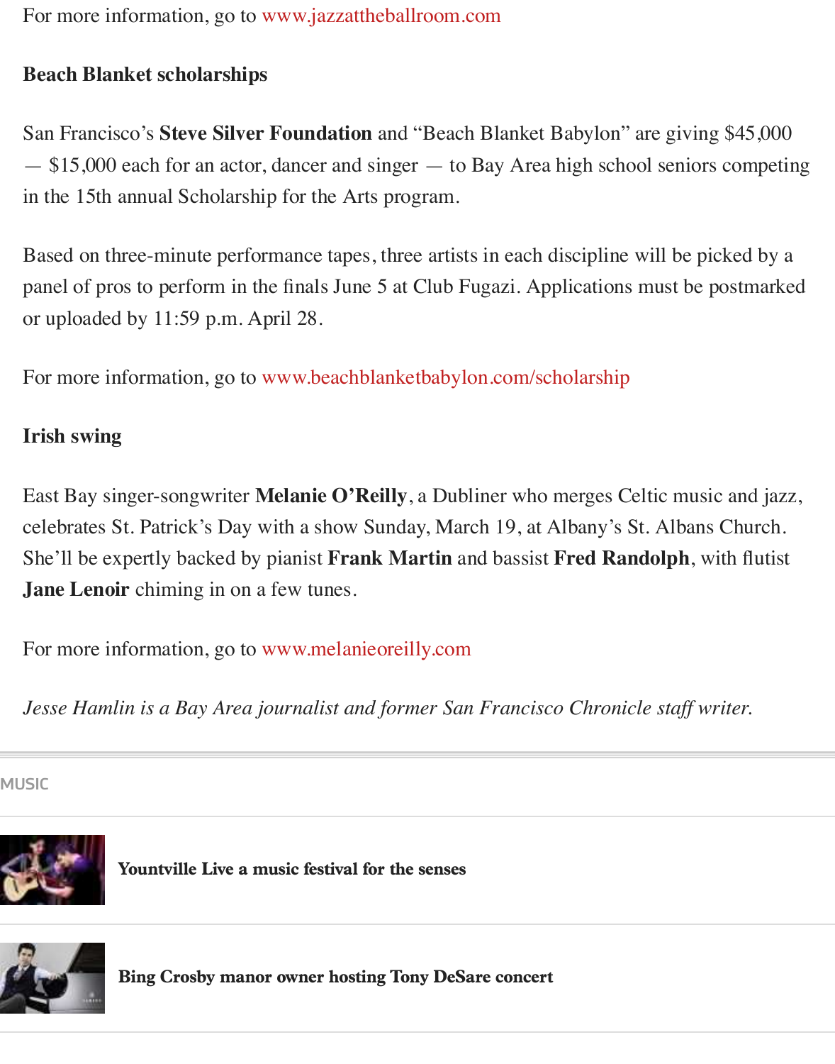For more information, go to www.jazzattheballroom.com

**Beach Blanket scholarships**

San Francisco's **Steve Silver Foundation** and "Beach Blanket Babylon" are giving $45,000 — $15,000 each for an actor, dancer and singer — to Bay Area high school seniors competing in the 15th annual Scholarship for the Arts program.

Based on three-minute performance tapes, three artists in each discipline will be picked by a panel of pros to perform in the finals June 5 at Club Fugazi. Applications must be postmarked or uploaded by 11:59 p.m. April 28.

For more information, go to www.beachblanketbabylon.com/scholarship

**Irish swing**

East Bay singer-songwriter **Melanie O'Reilly**, a Dubliner who merges Celtic music and jazz, celebrates St. Patrick's Day with a show Sunday, March 19, at Albany's St. Albans Church. She'll be expertly backed by pianist **Frank Martin** and bassist **Fred Randolph**, with flutist **Jane Lenoir** chiming in on a few tunes.

For more information, go to www.melanieoreilly.com

*Jesse Hamlin is a Bay Area journalist and former San Francisco Chronicle staff writer.*

---

MUSIC

**Yountville Live a music festival for the senses**

**Bing Crosby manor owner hosting Tony DeSare concert**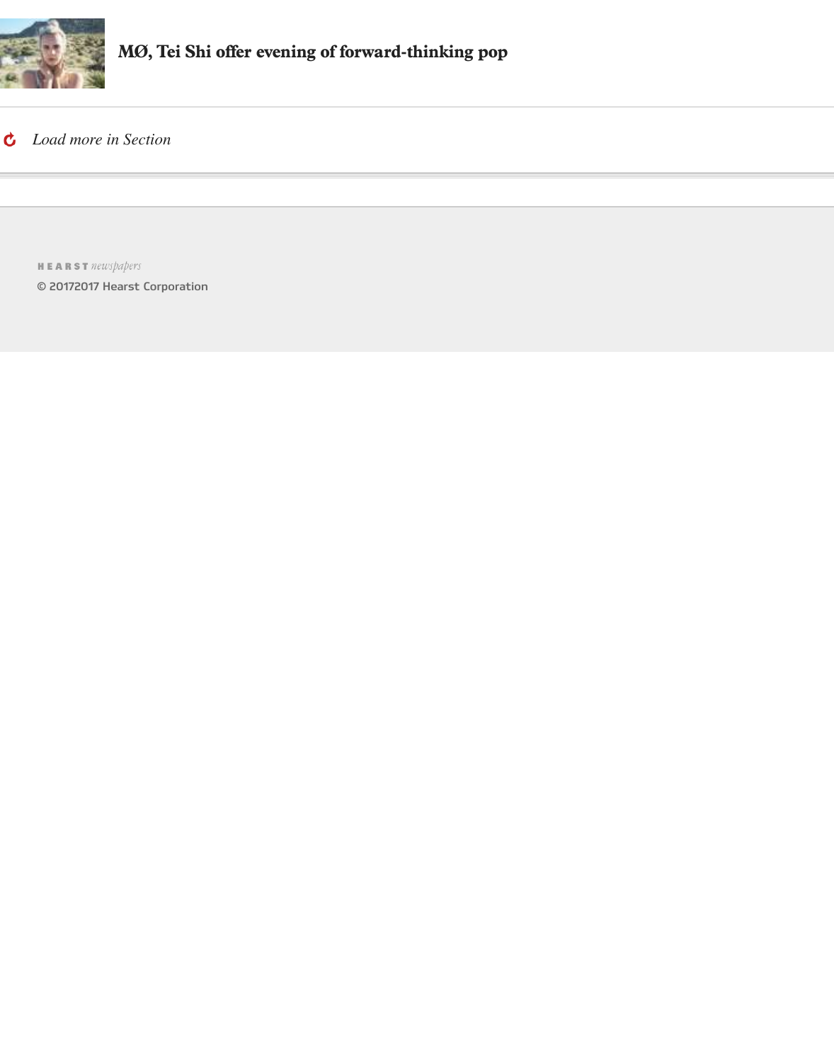**MØ, Tei Shi offer evening of forward-thinking pop**

*Load more in Section*

HEARST *newspapers*

© 20172017 Hearst Corporation